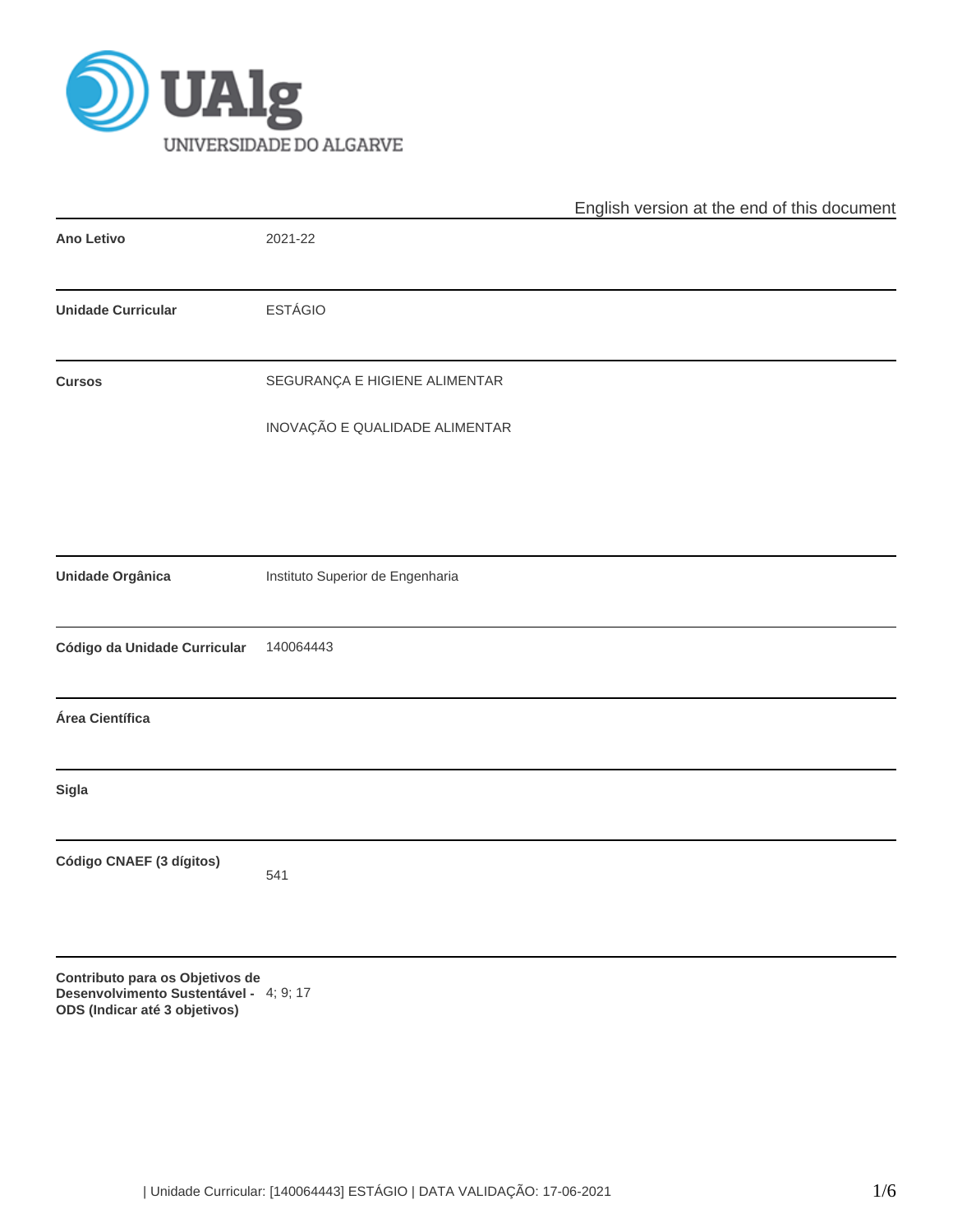English version at the end of this document

| | |
|---|---|
| **Ano Letivo** | 2021-22 |
| **Unidade Curricular** | ESTÁGIO |
| **Cursos** | SEGURANÇA E HIGIENE ALIMENTAR<br>INOVAÇÃO E QUALIDADE ALIMENTAR |
| **Unidade Orgânica** | Instituto Superior de Engenharia |
| **Código da Unidade Curricular** | 140064443 |
| **Área Científica** | |
| **Sigla** | |
| **Código CNAEF (3 dígitos)** | 541 |
| **Contributo para os Objetivos de Desenvolvimento Sustentável - ODS (Indicar até 3 objetivos)** | 4; 9; 17 |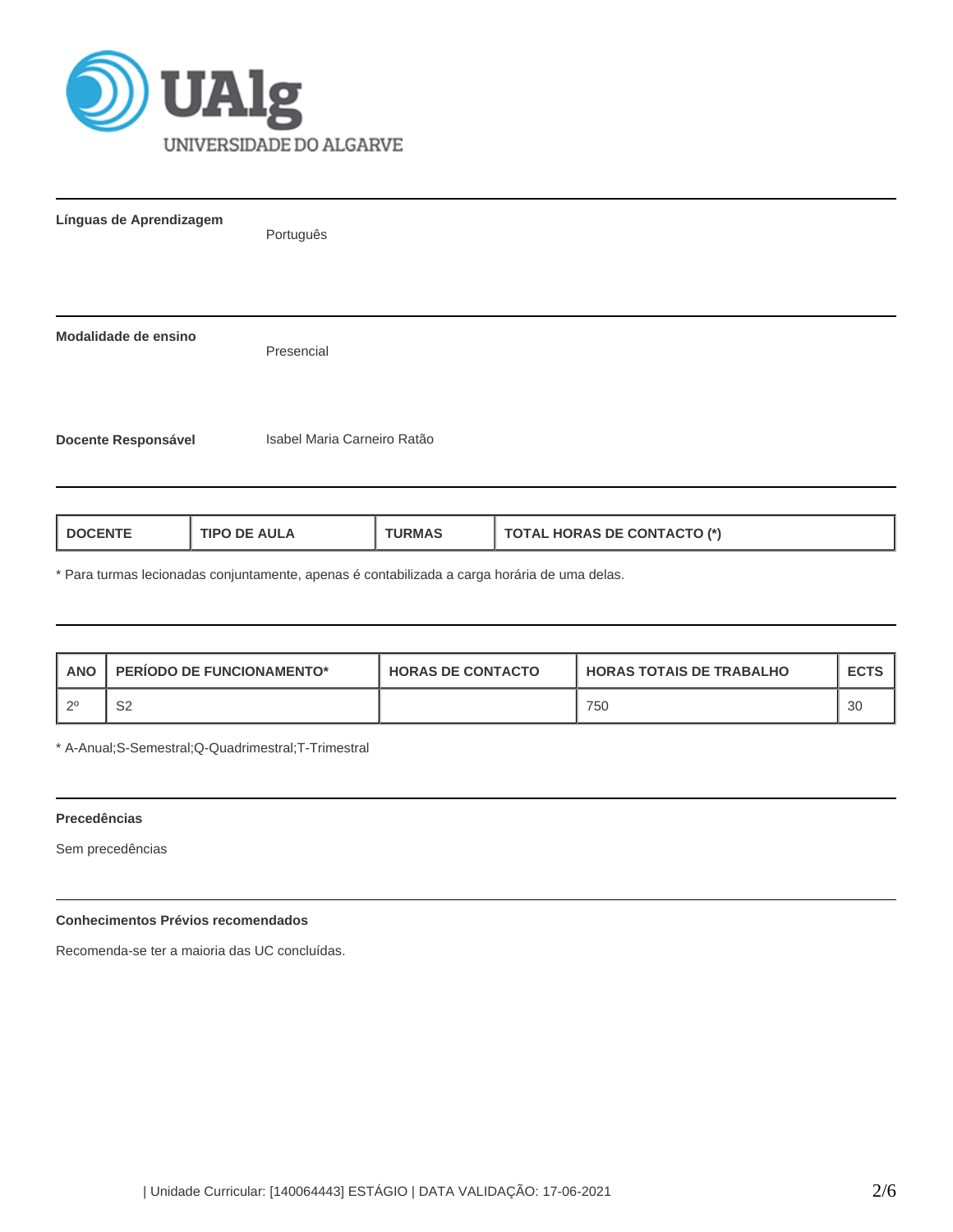**Línguas de Aprendizagem**

Português

**Modalidade de ensino**

Presencial

**Docente Responsável**

Isabel Maria Carneiro Ratão

| DOCENTE | TIPO DE AULA | TURMAS | TOTAL HORAS DE CONTACTO (*) |
|---|---|---|---|

* Para turmas lecionadas conjuntamente, apenas é contabilizada a carga horária de uma delas.

| ANO | PERÍODO DE FUNCIONAMENTO* | HORAS DE CONTACTO | HORAS TOTAIS DE TRABALHO | ECTS |
|---|---|---|---|---|
| 2º | S2 | | 750 | 30 |

* A-Anual;S-Semestral;Q-Quadrimestral;T-Trimestral

**Precedências**

Sem precedências

**Conhecimentos Prévios recomendados**

Recomenda-se ter a maioria das UC concluídas.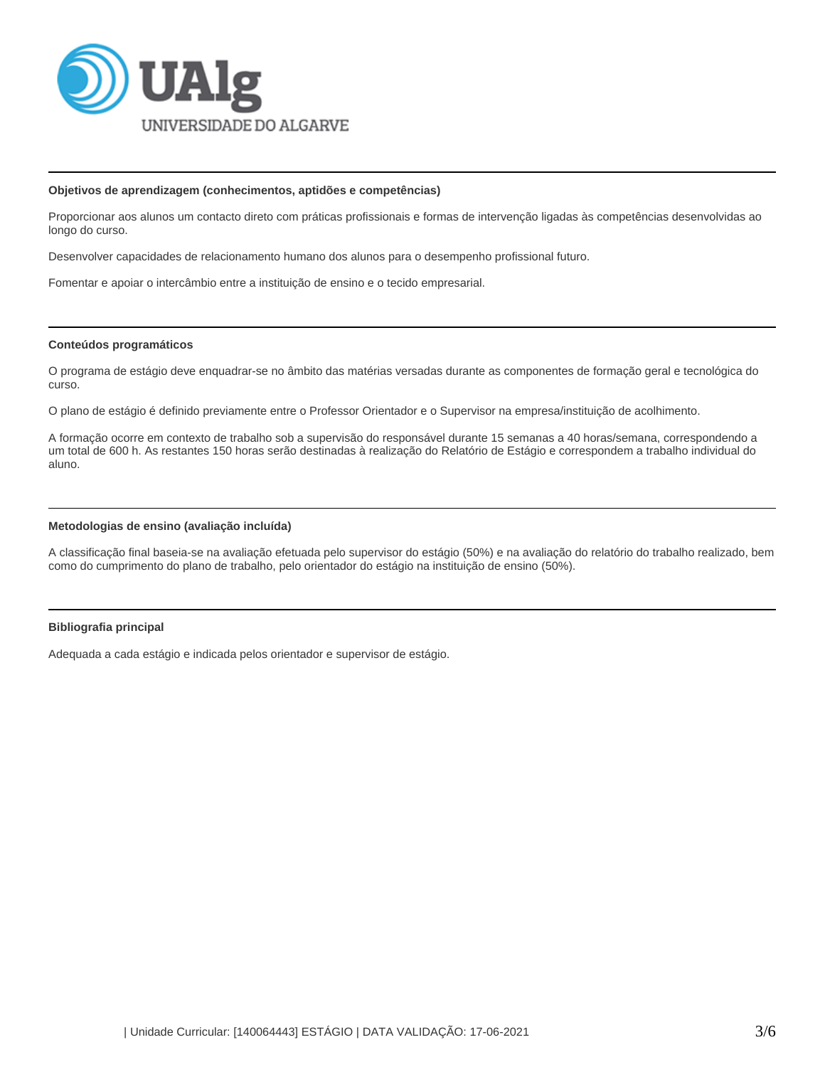#### Objetivos de aprendizagem (conhecimentos, aptidões e competências)

Proporcionar aos alunos um contacto direto com práticas profissionais e formas de intervenção ligadas às competências desenvolvidas ao longo do curso.

Desenvolver capacidades de relacionamento humano dos alunos para o desempenho profissional futuro.

Fomentar e apoiar o intercâmbio entre a instituição de ensino e o tecido empresarial.

#### Conteúdos programáticos

O programa de estágio deve enquadrar-se no âmbito das matérias versadas durante as componentes de formação geral e tecnológica do curso.

O plano de estágio é definido previamente entre o Professor Orientador e o Supervisor na empresa/instituição de acolhimento.

A formação ocorre em contexto de trabalho sob a supervisão do responsável durante 15 semanas a 40 horas/semana, correspondendo a um total de 600 h. As restantes 150 horas serão destinadas à realização do Relatório de Estágio e correspondem a trabalho individual do aluno.

#### Metodologias de ensino (avaliação incluída)

A classificação final baseia-se na avaliação efetuada pelo supervisor do estágio (50%) e na avaliação do relatório do trabalho realizado, bem como do cumprimento do plano de trabalho, pelo orientador do estágio na instituição de ensino (50%).

#### Bibliografia principal

Adequada a cada estágio e indicada pelos orientador e supervisor de estágio.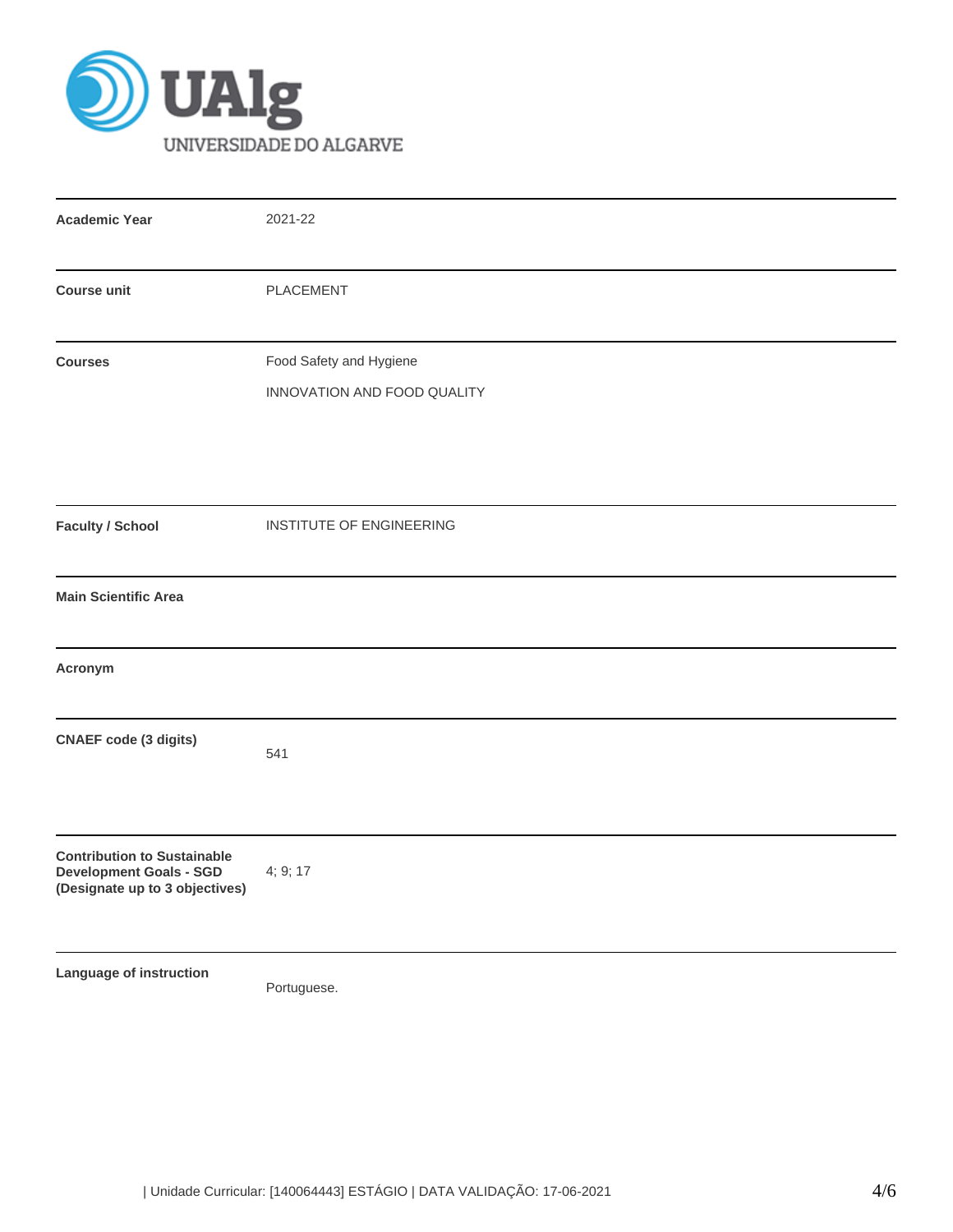| | |
|---|---|
| **Academic Year** | 2021-22 |
| **Course unit** | PLACEMENT |
| **Courses** | Food Safety and Hygiene<br>INNOVATION AND FOOD QUALITY |
| **Faculty / School** | INSTITUTE OF ENGINEERING |
| **Main Scientific Area** | |
| **Acronym** | |
| **CNAEF code (3 digits)** | 541 |
| **Contribution to Sustainable Development Goals - SGD (Designate up to 3 objectives)** | 4; 9; 17 |
| **Language of instruction** | Portuguese. |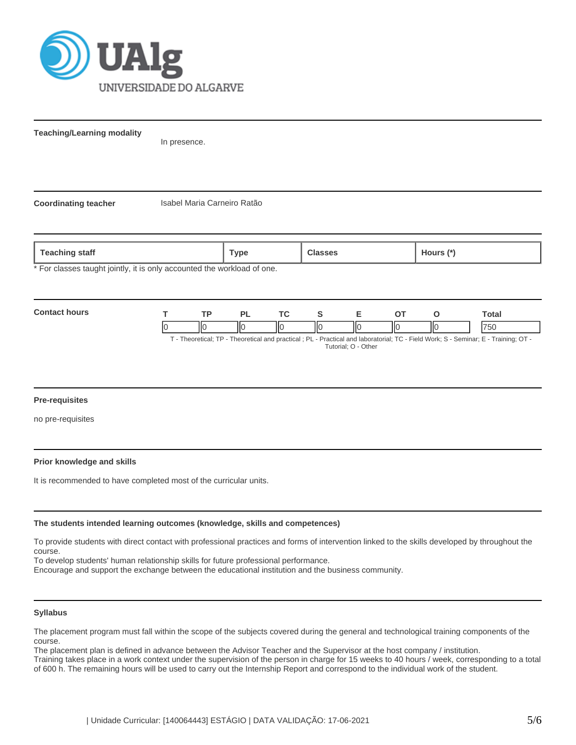**Teaching/Learning modality**

In presence.

**Coordinating teacher**

Isabel Maria Carneiro Ratão

| Teaching staff | Type | Classes | Hours (*) |
|---|---|---|---|

* For classes taught jointly, it is only accounted the workload of one.

**Contact hours**

| T | TP | PL | TC | S | E | OT | O | Total |
|---|---|---|---|---|---|---|---|---|
| 0 | 0 | 0 | 0 | 0 | 0 | 0 | 0 | 750 |

T - Theoretical; TP - Theoretical and practical ; PL - Practical and laboratorial; TC - Field Work; S - Seminar; E - Training; OT - Tutorial; O - Other

**Pre-requisites**

no pre-requisites

**Prior knowledge and skills**

It is recommended to have completed most of the curricular units.

**The students intended learning outcomes (knowledge, skills and competences)**

To provide students with direct contact with professional practices and forms of intervention linked to the skills developed by throughout the course.
To develop students' human relationship skills for future professional performance.
Encourage and support the exchange between the educational institution and the business community.

**Syllabus**

The placement program must fall within the scope of the subjects covered during the general and technological training components of the course.
The placement plan is defined in advance between the Advisor Teacher and the Supervisor at the host company / institution.
Training takes place in a work context under the supervision of the person in charge for 15 weeks to 40 hours / week, corresponding to a total of 600 h. The remaining hours will be used to carry out the Internship Report and correspond to the individual work of the student.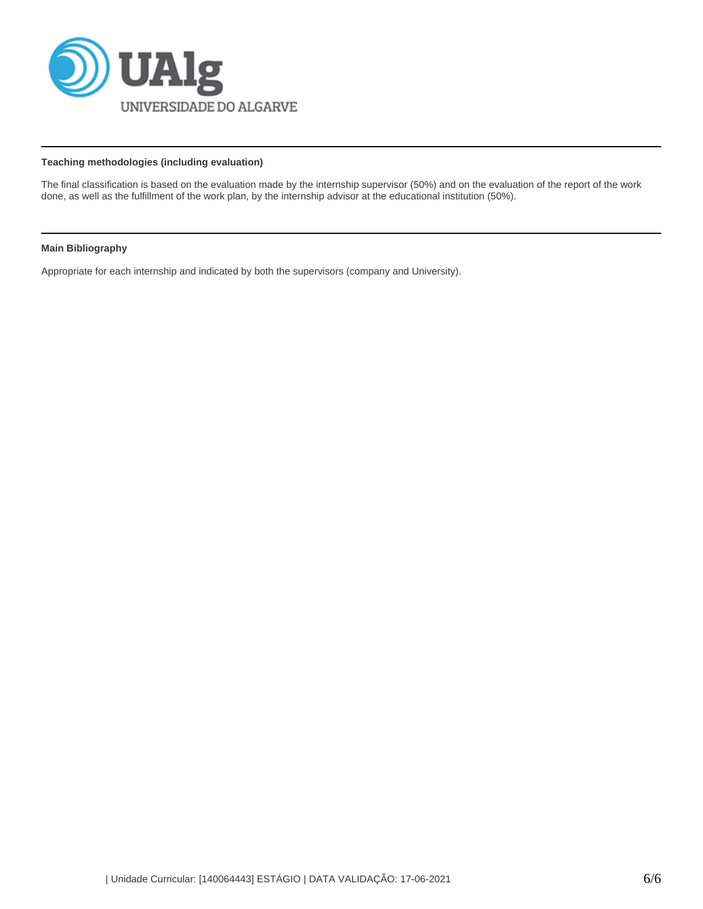#### Teaching methodologies (including evaluation)

The final classification is based on the evaluation made by the internship supervisor (50%) and on the evaluation of the report of the work done, as well as the fulfillment of the work plan, by the internship advisor at the educational institution (50%).

#### Main Bibliography

Appropriate for each internship and indicated by both the supervisors (company and University).